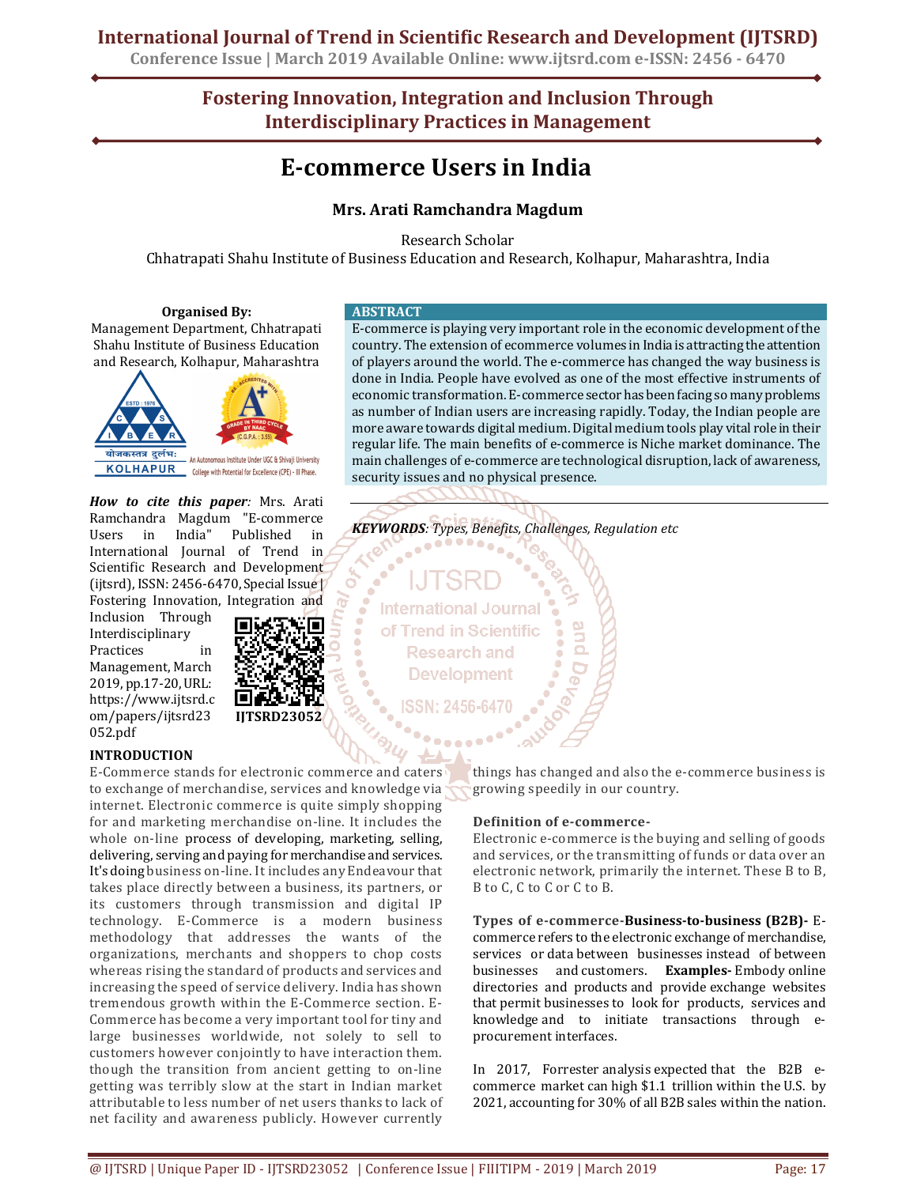# E-commerce Users in India

**Mrs. Arati Ramchandra Magdum**

Research Scholar
Chhatrapati Shahu Institute of Business Education and Research, Kolhapur, Maharashtra, India

**Organised By:**
Management Department, Chhatrapati Shahu Institute of Business Education and Research, Kolhapur, Maharashtra

***How to cite this paper:*** Mrs. Arati Ramchandra Magdum "E-commerce Users in India" Published in International Journal of Trend in Scientific Research and Development (ijtsrd), ISSN: 2456-6470, Special Issue | Fostering Innovation, Integration and Inclusion Through Interdisciplinary Practices in Management, March 2019, pp.17-20, URL: https://www.ijtsrd.com/papers/ijtsrd23052.pdf

IJTSRD23052

## ABSTRACT

E-commerce is playing very important role in the economic development of the country. The extension of ecommerce volumes in India is attracting the attention of players around the world. The e-commerce has changed the way business is done in India. People have evolved as one of the most effective instruments of economic transformation. E-commerce sector has been facing so many problems as number of Indian users are increasing rapidly. Today, the Indian people are more aware towards digital medium. Digital medium tools play vital role in their regular life. The main benefits of e-commerce is Niche market dominance. The main challenges of e-commerce are technological disruption, lack of awareness, security issues and no physical presence.

***KEYWORDS****: Types, Benefits, Challenges, Regulation etc*

## INTRODUCTION

E-Commerce stands for electronic commerce and caters to exchange of merchandise, services and knowledge via internet. Electronic commerce is quite simply shopping for and marketing merchandise on-line. It includes the whole on-line process of developing, marketing, selling, delivering, serving and paying for merchandise and services. It's doing business on-line. It includes any Endeavour that takes place directly between a business, its partners, or its customers through transmission and digital IP technology. E-Commerce is a modern business methodology that addresses the wants of the organizations, merchants and shoppers to chop costs whereas rising the standard of products and services and increasing the speed of service delivery. India has shown tremendous growth within the E-Commerce section. E-Commerce has become a very important tool for tiny and large businesses worldwide, not solely to sell to customers however conjointly to have interaction them. though the transition from ancient getting to on-line getting was terribly slow at the start in Indian market attributable to less number of net users thanks to lack of net facility and awareness publicly. However currently things has changed and also the e-commerce business is growing speedily in our country.

### Definition of e-commerce-

Electronic e-commerce is the buying and selling of goods and services, or the transmitting of funds or data over an electronic network, primarily the internet. These B to B, B to C, C to C or C to B.

**Types of e-commerce-Business-to-business (B2B)-** E-commerce refers to the electronic exchange of merchandise, services or data between businesses instead of between businesses and customers. **Examples-** Embody online directories and products and provide exchange websites that permit businesses to look for products, services and knowledge and to initiate transactions through e-procurement interfaces.

In 2017, Forrester analysis expected that the B2B e-commerce market can high $1.1 trillion within the U.S. by 2021, accounting for 30% of all B2B sales within the nation.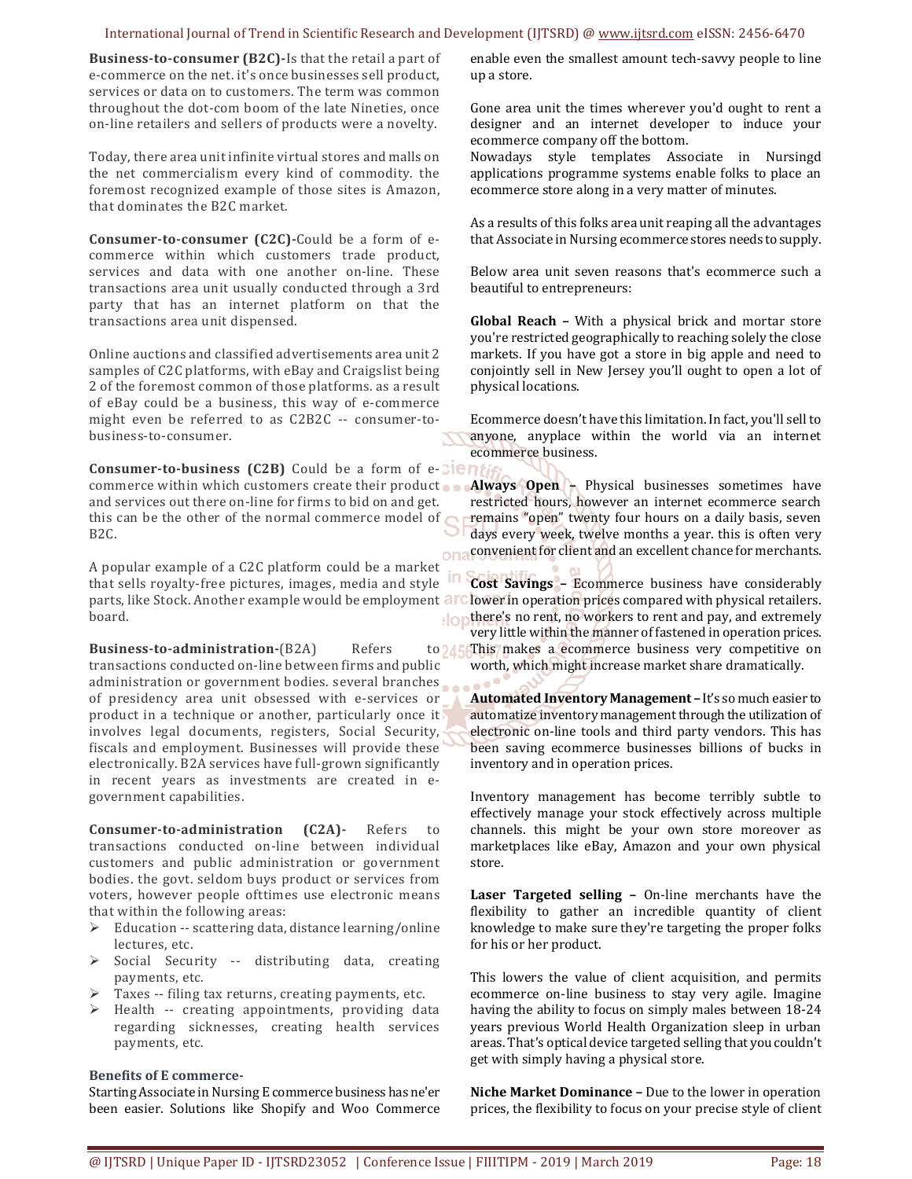**Business-to-consumer (B2C)-**Is that the retail a part of e-commerce on the net. it's once businesses sell product, services or data on to customers. The term was common throughout the dot-com boom of the late Nineties, once on-line retailers and sellers of products were a novelty.

Today, there area unit infinite virtual stores and malls on the net commercialism every kind of commodity. the foremost recognized example of those sites is Amazon, that dominates the B2C market.

**Consumer-to-consumer (C2C)-**Could be a form of e-commerce within which customers trade product, services and data with one another on-line. These transactions area unit usually conducted through a 3rd party that has an internet platform on that the transactions area unit dispensed.

Online auctions and classified advertisements area unit 2 samples of C2C platforms, with eBay and Craigslist being 2 of the foremost common of those platforms. as a result of eBay could be a business, this way of e-commerce might even be referred to as C2B2C -- consumer-to-business-to-consumer.

**Consumer-to-business (C2B)** Could be a form of e-commerce within which customers create their product and services out there on-line for firms to bid on and get. this can be the other of the normal commerce model of B2C.

A popular example of a C2C platform could be a market that sells royalty-free pictures, images, media and style parts, like Stock. Another example would be employment board.

**Business-to-administration-**(B2A) Refers to transactions conducted on-line between firms and public administration or government bodies. several branches of presidency area unit obsessed with e-services or product in a technique or another, particularly once it involves legal documents, registers, Social Security, fiscals and employment. Businesses will provide these electronically. B2A services have full-grown significantly in recent years as investments are created in e-government capabilities.

**Consumer-to-administration (C2A)-** Refers to transactions conducted on-line between individual customers and public administration or government bodies. the govt. seldom buys product or services from voters, however people ofttimes use electronic means that within the following areas:

- Education -- scattering data, distance learning/online lectures, etc.
- Social Security -- distributing data, creating payments, etc.
- Taxes -- filing tax returns, creating payments, etc.
- Health -- creating appointments, providing data regarding sicknesses, creating health services payments, etc.

**Benefits of E commerce-**

Starting Associate in Nursing E commerce business has ne'er been easier. Solutions like Shopify and Woo Commerce enable even the smallest amount tech-savvy people to line up a store.

Gone area unit the times wherever you'd ought to rent a designer and an internet developer to induce your ecommerce company off the bottom.
Nowadays style templates Associate in Nursingd applications programme systems enable folks to place an ecommerce store along in a very matter of minutes.

As a results of this folks area unit reaping all the advantages that Associate in Nursing ecommerce stores needs to supply.

Below area unit seven reasons that's ecommerce such a beautiful to entrepreneurs:

**Global Reach –** With a physical brick and mortar store you're restricted geographically to reaching solely the close markets. If you have got a store in big apple and need to conjointly sell in New Jersey you'll ought to open a lot of physical locations.

Ecommerce doesn't have this limitation. In fact, you'll sell to anyone, anyplace within the world via an internet ecommerce business.

**Always Open –** Physical businesses sometimes have restricted hours, however an internet ecommerce search remains "open" twenty four hours on a daily basis, seven days every week, twelve months a year. this is often very convenient for client and an excellent chance for merchants.

**Cost Savings –** Ecommerce business have considerably lower in operation prices compared with physical retailers. there's no rent, no workers to rent and pay, and extremely very little within the manner of fastened in operation prices. This makes a ecommerce business very competitive on worth, which might increase market share dramatically.

**Automated Inventory Management –** It's so much easier to automatize inventory management through the utilization of electronic on-line tools and third party vendors. This has been saving ecommerce businesses billions of bucks in inventory and in operation prices.

Inventory management has become terribly subtle to effectively manage your stock effectively across multiple channels. this might be your own store moreover as marketplaces like eBay, Amazon and your own physical store.

**Laser Targeted selling –** On-line merchants have the flexibility to gather an incredible quantity of client knowledge to make sure they're targeting the proper folks for his or her product.

This lowers the value of client acquisition, and permits ecommerce on-line business to stay very agile. Imagine having the ability to focus on simply males between 18-24 years previous World Health Organization sleep in urban areas. That's optical device targeted selling that you couldn't get with simply having a physical store.

**Niche Market Dominance –** Due to the lower in operation prices, the flexibility to focus on your precise style of client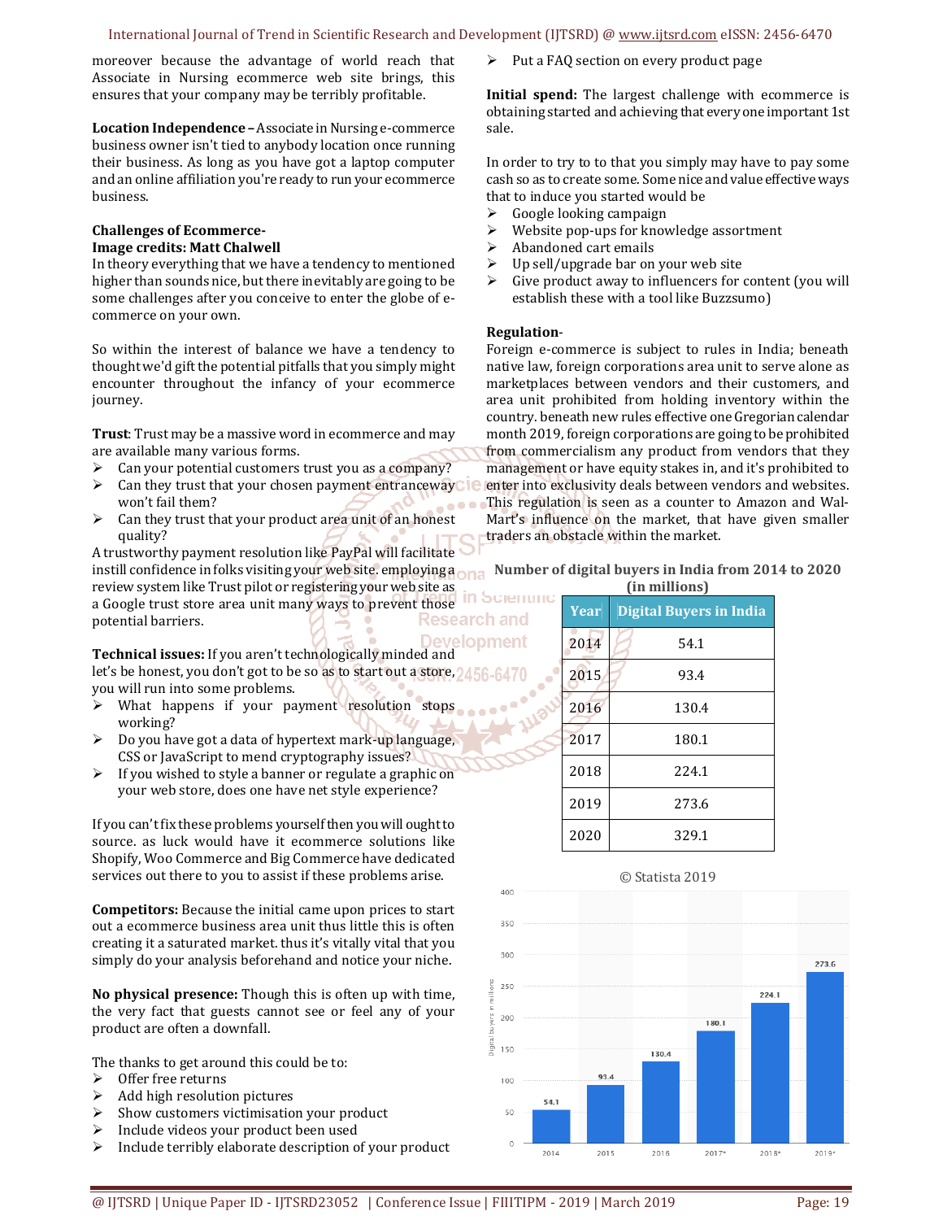moreover because the advantage of world reach that Associate in Nursing ecommerce web site brings, this ensures that your company may be terribly profitable.

**Location Independence –** Associate in Nursing e-commerce business owner isn't tied to anybody location once running their business. As long as you have got a laptop computer and an online affiliation you're ready to run your ecommerce business.

**Challenges of Ecommerce-**
**Image credits: Matt Chalwell**
In theory everything that we have a tendency to mentioned higher than sounds nice, but there inevitably are going to be some challenges after you conceive to enter the globe of e-commerce on your own.

So within the interest of balance we have a tendency to thought we'd gift the potential pitfalls that you simply might encounter throughout the infancy of your ecommerce journey.

**Trust**: Trust may be a massive word in ecommerce and may are available many various forms.

- Can your potential customers trust you as a company?
- Can they trust that your chosen payment entranceway won't fail them?
- Can they trust that your product area unit of an honest quality?

A trustworthy payment resolution like PayPal will facilitate instill confidence in folks visiting your web site. employing a review system like Trust pilot or registering your web site as a Google trust store area unit many ways to prevent those potential barriers.

**Technical issues:** If you aren't technologically minded and let's be honest, you don't got to be so as to start out a store, you will run into some problems.

- What happens if your payment resolution stops working?
- Do you have got a data of hypertext mark-up language, CSS or JavaScript to mend cryptography issues?
- If you wished to style a banner or regulate a graphic on your web store, does one have net style experience?

If you can't fix these problems yourself then you will ought to source. as luck would have it ecommerce solutions like Shopify, Woo Commerce and Big Commerce have dedicated services out there to you to assist if these problems arise.

**Competitors:** Because the initial came upon prices to start out a ecommerce business area unit thus little this is often creating it a saturated market. thus it's vitally vital that you simply do your analysis beforehand and notice your niche.

**No physical presence:** Though this is often up with time, the very fact that guests cannot see or feel any of your product are often a downfall.

The thanks to get around this could be to:

- Offer free returns
- Add high resolution pictures
- Show customers victimisation your product
- Include videos your product been used
- Include terribly elaborate description of your product
- Put a FAQ section on every product page

**Initial spend:** The largest challenge with ecommerce is obtaining started and achieving that every one important 1st sale.

In order to try to to that you simply may have to pay some cash so as to create some. Some nice and value effective ways that to induce you started would be

- Google looking campaign
- Website pop-ups for knowledge assortment
- Abandoned cart emails
- Up sell/upgrade bar on your web site
- Give product away to influencers for content (you will establish these with a tool like Buzzsumo)

**Regulation-**
Foreign e-commerce is subject to rules in India; beneath native law, foreign corporations area unit to serve alone as marketplaces between vendors and their customers, and area unit prohibited from holding inventory within the country. beneath new rules effective one Gregorian calendar month 2019, foreign corporations are going to be prohibited from commercialism any product from vendors that they management or have equity stakes in, and it's prohibited to enter into exclusivity deals between vendors and websites. This regulation is seen as a counter to Amazon and Wal-Mart's influence on the market, that have given smaller traders an obstacle within the market.

**Number of digital buyers in India from 2014 to 2020 (in millions)**

| Year | Digital Buyers in India |
|---|---|
| 2014 | 54.1 |
| 2015 | 93.4 |
| 2016 | 130.4 |
| 2017 | 180.1 |
| 2018 | 224.1 |
| 2019 | 273.6 |
| 2020 | 329.1 |

© Statista 2019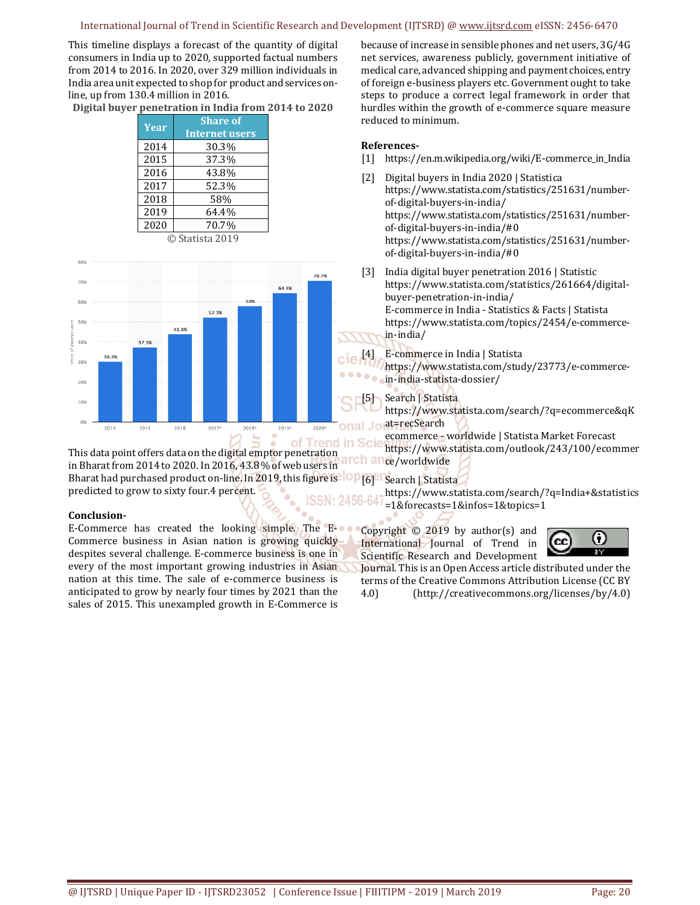This timeline displays a forecast of the quantity of digital consumers in India up to 2020, supported factual numbers from 2014 to 2016. In 2020, over 329 million individuals in India area unit expected to shop for product and services on-line, up from 130.4 million in 2016.

**Digital buyer penetration in India from 2014 to 2020**

| Year | Share of Internet users |
|---|---|
| 2014 | 30.3% |
| 2015 | 37.3% |
| 2016 | 43.8% |
| 2017 | 52.3% |
| 2018 | 58% |
| 2019 | 64.4% |
| 2020 | 70.7% |

© Statista 2019

80%
70%
60%
50%
40%
30%
20%
10%
0%
Share of internet users
30.3%
37.3%
43.8%
52.3%
58%
64.4%
70.7%
2014
2015
2016
2017*
2018*
2019*
2020*

This data point offers data on the digital emptor penetration in Bharat from 2014 to 2020. In 2016, 43.8 % of web users in Bharat had purchased product on-line. In 2019, this figure is predicted to grow to sixty four.4 percent.

**Conclusion-**

E-Commerce has created the looking simple. The E-Commerce business in Asian nation is growing quickly despites several challenge. E-commerce business is one in every of the most important growing industries in Asian nation at this time. The sale of e-commerce business is anticipated to grow by nearly four times by 2021 than the sales of 2015. This unexampled growth in E-Commerce is because of increase in sensible phones and net users, 3G/4G net services, awareness publicly, government initiative of medical care, advanced shipping and payment choices, entry of foreign e-business players etc. Government ought to take steps to produce a correct legal framework in order that hurdles within the growth of e-commerce square measure reduced to minimum.

**References-**

[1] https://en.m.wikipedia.org/wiki/E-commerce_in_India

[2] Digital buyers in India 2020 | Statistica https://www.statista.com/statistics/251631/number-of-digital-buyers-in-india/ https://www.statista.com/statistics/251631/number-of-digital-buyers-in-india/#0 https://www.statista.com/statistics/251631/number-of-digital-buyers-in-india/#0

[3] India digital buyer penetration 2016 | Statistic https://www.statista.com/statistics/261664/digital-buyer-penetration-in-india/ E-commerce in India - Statistics & Facts | Statista https://www.statista.com/topics/2454/e-commerce-in-india/

[4] E-commerce in India | Statista https://www.statista.com/study/23773/e-commerce-in-india-statista-dossier/

[5] Search | Statista https://www.statista.com/search/?q=ecommerce&qKat=recSearch ecommerce - worldwide | Statista Market Forecast https://www.statista.com/outlook/243/100/ecommerce/worldwide

[6] Search | Statista https://www.statista.com/search/?q=India+&statistics=1&forecasts=1&infos=1&topics=1

Copyright © 2019 by author(s) and International Journal of Trend in Scientific Research and Development Journal. This is an Open Access article distributed under the terms of the Creative Commons Attribution License (CC BY 4.0) (http://creativecommons.org/licenses/by/4.0)